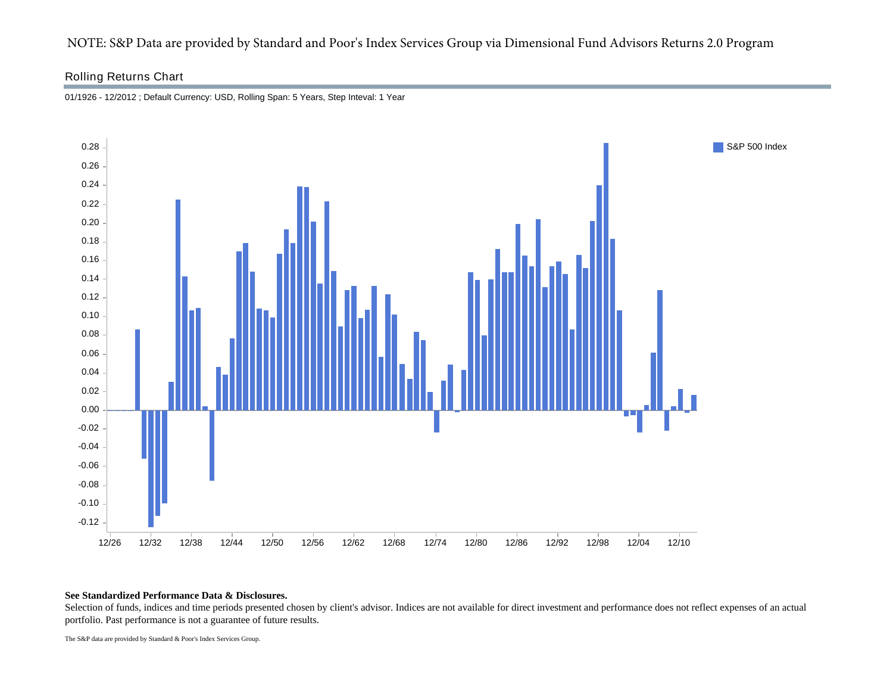NOTE: S&P Data are provided by Standard and Poor's Index Services Group via Dimensional Fund Advisors Returns 2.0 Program

## Rolling Returns Chart

01/1926 - 12/2012 ; Default Currency: USD, Rolling Span: 5 Years, Step Inteval: 1 Year

**See Standardized Performance Data & Disclosures.**

Selection of funds, indices and time periods presented chosen by client's advisor. Indices are not available for direct investment and performance does not reflect expenses of an actual portfolio. Past performance is not a guarantee of future results.

The S&P data are provided by Standard & Poor's Index Services Group.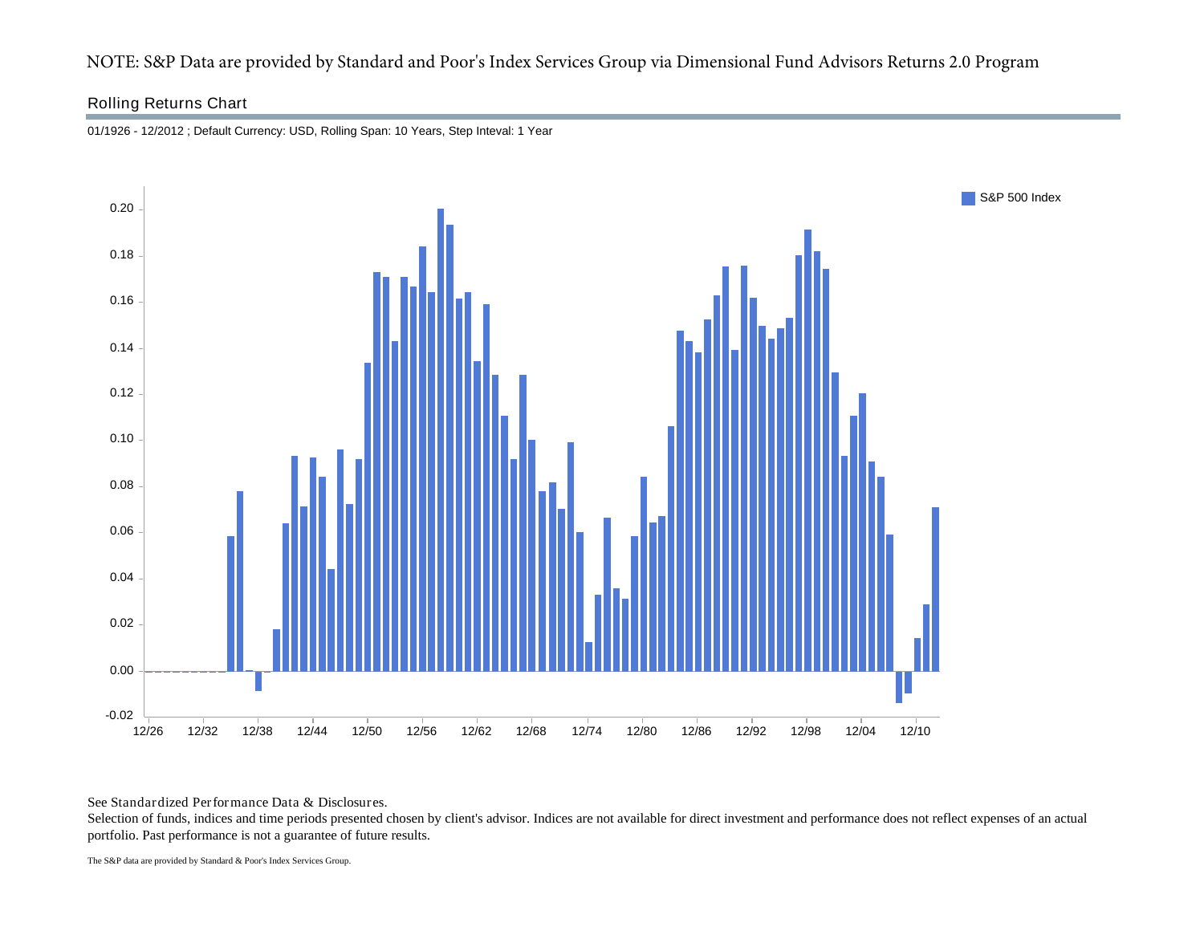NOTE: S&P Data are provided by Standard and Poor's Index Services Group via Dimensional Fund Advisors Returns 2.0 Program

## Rolling Returns Chart

01/1926 - 12/2012 ; Default Currency: USD, Rolling Span: 10 Years, Step Inteval: 1 Year

See Standardized Performance Data & Disclosures.

Selection of funds, indices and time periods presented chosen by client's advisor. Indices are not available for direct investment and performance does not reflect expenses of an actual portfolio. Past performance is not a guarantee of future results.

The S&P data are provided by Standard & Poor's Index Services Group.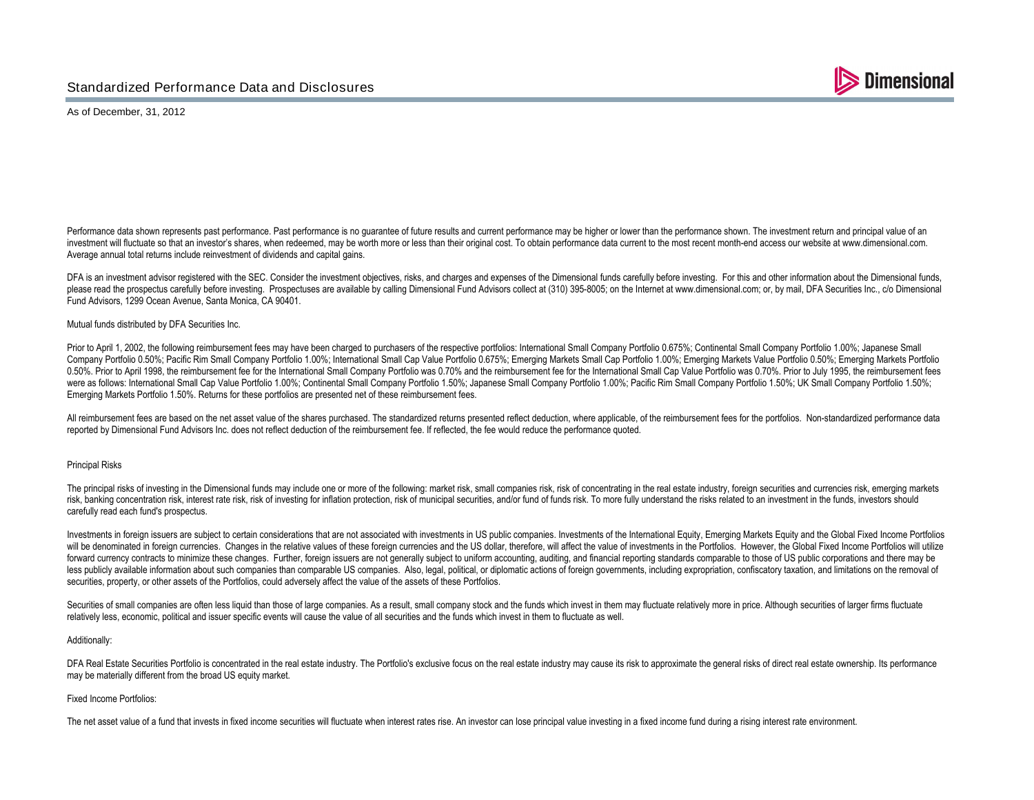# Standardized Performance Data and Disclosures

As of December, 31, 2012

Performance data shown represents past performance. Past performance is no guarantee of future results and current performance may be higher or lower than the performance shown. The investment return and principal value of an investment will fluctuate so that an investor's shares, when redeemed, may be worth more or less than their original cost. To obtain performance data current to the most recent month-end access our website at www.dimensional.com. Average annual total returns include reinvestment of dividends and capital gains.

DFA is an investment advisor registered with the SEC. Consider the investment objectives, risks, and charges and expenses of the Dimensional funds carefully before investing. For this and other information about the Dimensional funds, please read the prospectus carefully before investing. Prospectuses are available by calling Dimensional Fund Advisors collect at (310) 395-8005; on the Internet at www.dimensional.com; or, by mail, DFA Securities Inc., c/o Dimensional Fund Advisors, 1299 Ocean Avenue, Santa Monica, CA 90401.

Mutual funds distributed by DFA Securities Inc.

Prior to April 1, 2002, the following reimbursement fees may have been charged to purchasers of the respective portfolios: International Small Company Portfolio 0.675%; Continental Small Company Portfolio 1.00%; Japanese Small Company Portfolio 0.50%; Pacific Rim Small Company Portfolio 1.00%; International Small Cap Value Portfolio 0.675%; Emerging Markets Small Cap Portfolio 1.00%; Emerging Markets Value Portfolio 0.50%; Emerging Markets Portfolio 0.50%. Prior to April 1998, the reimbursement fee for the International Small Company Portfolio was 0.70% and the reimbursement fee for the International Small Cap Value Portfolio was 0.70%. Prior to July 1995, the reimbursement fees were as follows: International Small Cap Value Portfolio 1.00%; Continental Small Company Portfolio 1.50%; Japanese Small Company Portfolio 1.00%; Pacific Rim Small Company Portfolio 1.50%; UK Small Company Portfolio 1.50%; Emerging Markets Portfolio 1.50%. Returns for these portfolios are presented net of these reimbursement fees.

All reimbursement fees are based on the net asset value of the shares purchased. The standardized returns presented reflect deduction, where applicable, of the reimbursement fees for the portfolios. Non-standardized performance data reported by Dimensional Fund Advisors Inc. does not reflect deduction of the reimbursement fee. If reflected, the fee would reduce the performance quoted.

## Principal Risks

The principal risks of investing in the Dimensional funds may include one or more of the following: market risk, small companies risk, risk of concentrating in the real estate industry, foreign securities and currencies risk, emerging markets risk, banking concentration risk, interest rate risk, risk of investing for inflation protection, risk of municipal securities, and/or fund of funds risk. To more fully understand the risks related to an investment in the funds, investors should carefully read each fund's prospectus.

Investments in foreign issuers are subject to certain considerations that are not associated with investments in US public companies. Investments of the International Equity, Emerging Markets Equity and the Global Fixed Income Portfolios will be denominated in foreign currencies. Changes in the relative values of these foreign currencies and the US dollar, therefore, will affect the value of investments in the Portfolios. However, the Global Fixed Income Portfolios will utilize forward currency contracts to minimize these changes. Further, foreign issuers are not generally subject to uniform accounting, auditing, and financial reporting standards comparable to those of US public corporations and there may be less publicly available information about such companies than comparable US companies. Also, legal, political, or diplomatic actions of foreign governments, including expropriation, confiscatory taxation, and limitations on the removal of securities, property, or other assets of the Portfolios, could adversely affect the value of the assets of these Portfolios.

Securities of small companies are often less liquid than those of large companies. As a result, small company stock and the funds which invest in them may fluctuate relatively more in price. Although securities of larger firms fluctuate relatively less, economic, political and issuer specific events will cause the value of all securities and the funds which invest in them to fluctuate as well.

Additionally:

DFA Real Estate Securities Portfolio is concentrated in the real estate industry. The Portfolio's exclusive focus on the real estate industry may cause its risk to approximate the general risks of direct real estate ownership. Its performance may be materially different from the broad US equity market.

Fixed Income Portfolios:

The net asset value of a fund that invests in fixed income securities will fluctuate when interest rates rise. An investor can lose principal value investing in a fixed income fund during a rising interest rate environment.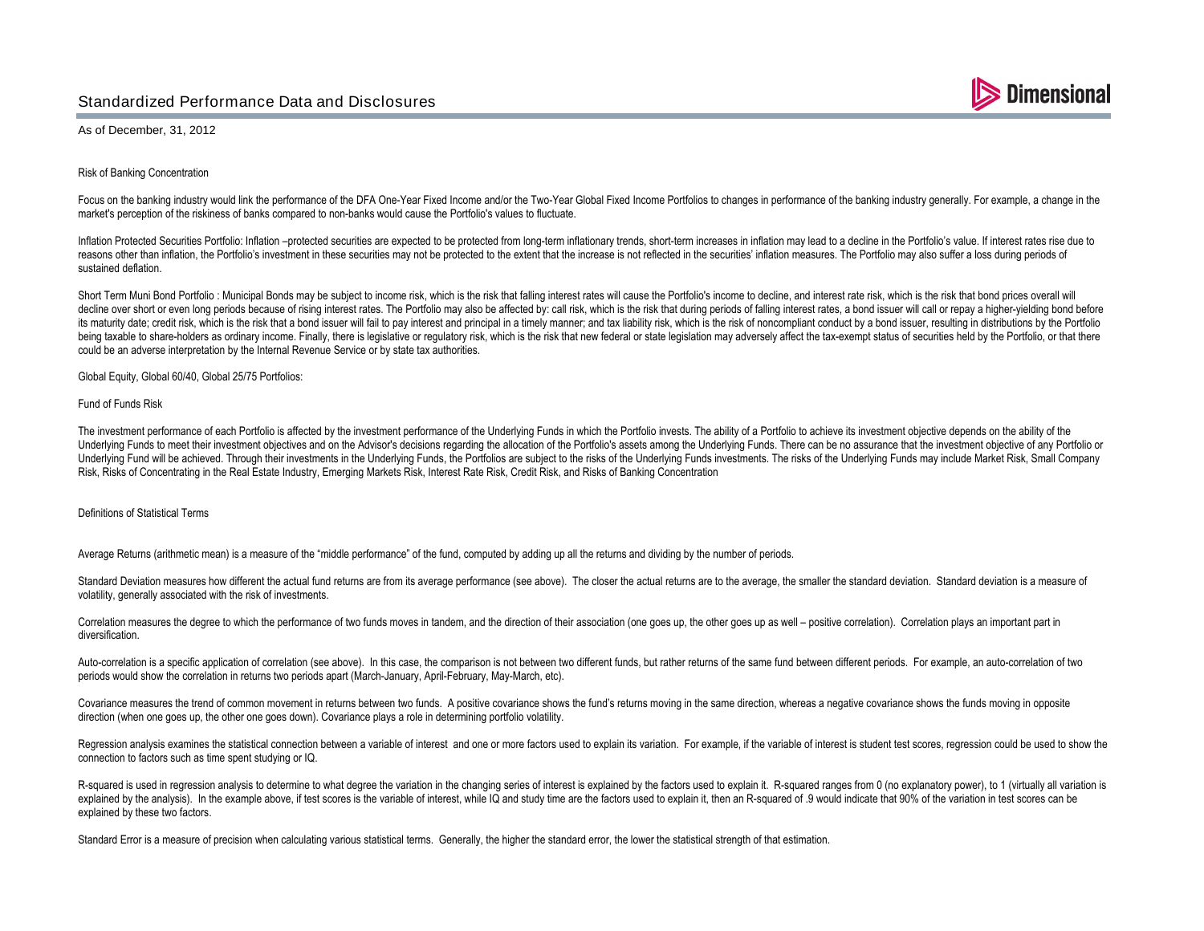Risk of Banking Concentration

Focus on the banking industry would link the performance of the DFA One-Year Fixed Income and/or the Two-Year Global Fixed Income Portfolios to changes in performance of the banking industry generally. For example, a change in the market's perception of the riskiness of banks compared to non-banks would cause the Portfolio's values to fluctuate.

Inflation Protected Securities Portfolio: Inflation –protected securities are expected to be protected from long-term inflationary trends, short-term increases in inflation may lead to a decline in the Portfolio's value. If interest rates rise due to reasons other than inflation, the Portfolio's investment in these securities may not be protected to the extent that the increase is not reflected in the securities' inflation measures. The Portfolio may also suffer a loss during periods of sustained deflation.

Short Term Muni Bond Portfolio : Municipal Bonds may be subject to income risk, which is the risk that falling interest rates will cause the Portfolio's income to decline, and interest rate risk, which is the risk that bond prices overall will decline over short or even long periods because of rising interest rates. The Portfolio may also be affected by: call risk, which is the risk that during periods of falling interest rates, a bond issuer will call or repay a higher-yielding bond before its maturity date; credit risk, which is the risk that a bond issuer will fail to pay interest and principal in a timely manner; and tax liability risk, which is the risk of noncompliant conduct by a bond issuer, resulting in distributions by the Portfolio being taxable to share-holders as ordinary income. Finally, there is legislative or regulatory risk, which is the risk that new federal or state legislation may adversely affect the tax-exempt status of securities held by the Portfolio, or that there could be an adverse interpretation by the Internal Revenue Service or by state tax authorities.

Global Equity, Global 60/40, Global 25/75 Portfolios:

Fund of Funds Risk

The investment performance of each Portfolio is affected by the investment performance of the Underlying Funds in which the Portfolio invests. The ability of a Portfolio to achieve its investment objective depends on the ability of the Underlying Funds to meet their investment objectives and on the Advisor's decisions regarding the allocation of the Portfolio's assets among the Underlying Funds. There can be no assurance that the investment objective of any Portfolio or Underlying Fund will be achieved. Through their investments in the Underlying Funds, the Portfolios are subject to the risks of the Underlying Funds investments. The risks of the Underlying Funds may include Market Risk, Small Company Risk, Risks of Concentrating in the Real Estate Industry, Emerging Markets Risk, Interest Rate Risk, Credit Risk, and Risks of Banking Concentration

## Definitions of Statistical Terms

Average Returns (arithmetic mean) is a measure of the "middle performance" of the fund, computed by adding up all the returns and dividing by the number of periods.

Standard Deviation measures how different the actual fund returns are from its average performance (see above). The closer the actual returns are to the average, the smaller the standard deviation. Standard deviation is a measure of volatility, generally associated with the risk of investments.

Correlation measures the degree to which the performance of two funds moves in tandem, and the direction of their association (one goes up, the other goes up as well – positive correlation). Correlation plays an important part in diversification.

Auto-correlation is a specific application of correlation (see above). In this case, the comparison is not between two different funds, but rather returns of the same fund between different periods. For example, an auto-correlation of two periods would show the correlation in returns two periods apart (March-January, April-February, May-March, etc).

Covariance measures the trend of common movement in returns between two funds. A positive covariance shows the fund's returns moving in the same direction, whereas a negative covariance shows the funds moving in opposite direction (when one goes up, the other one goes down). Covariance plays a role in determining portfolio volatility.

Regression analysis examines the statistical connection between a variable of interest and one or more factors used to explain its variation. For example, if the variable of interest is student test scores, regression could be used to show the connection to factors such as time spent studying or IQ.

R-squared is used in regression analysis to determine to what degree the variation in the changing series of interest is explained by the factors used to explain it. R-squared ranges from 0 (no explanatory power), to 1 (virtually all variation is explained by the analysis). In the example above, if test scores is the variable of interest, while IQ and study time are the factors used to explain it, then an R-squared of .9 would indicate that 90% of the variation in test scores can be explained by these two factors.

Standard Error is a measure of precision when calculating various statistical terms. Generally, the higher the standard error, the lower the statistical strength of that estimation.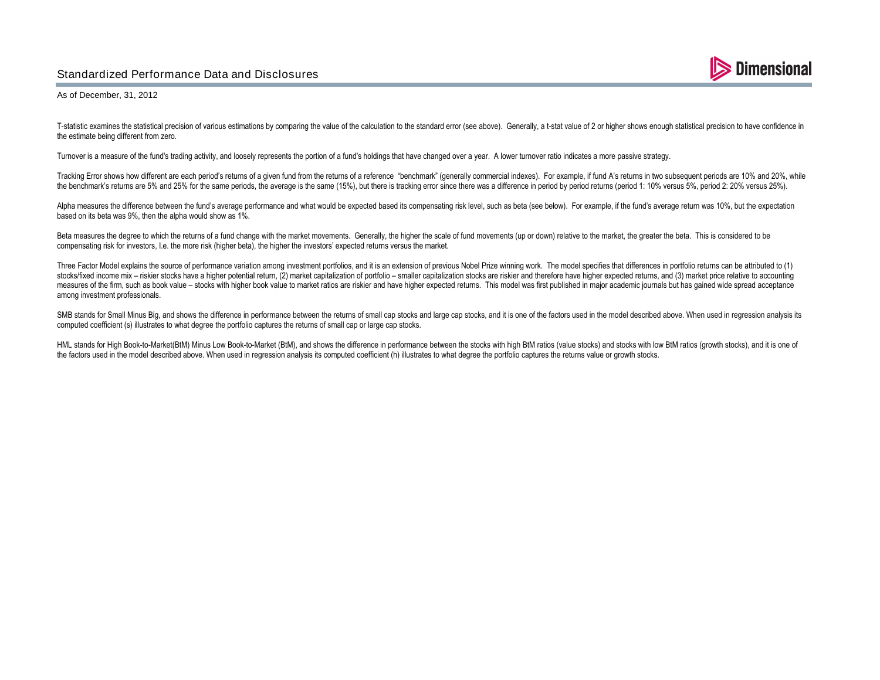## Standardized Performance Data and Disclosures

As of December, 31, 2012

T-statistic examines the statistical precision of various estimations by comparing the value of the calculation to the standard error (see above). Generally, a t-stat value of 2 or higher shows enough statistical precision to have confidence in the estimate being different from zero.

Turnover is a measure of the fund's trading activity, and loosely represents the portion of a fund's holdings that have changed over a year. A lower turnover ratio indicates a more passive strategy.

Tracking Error shows how different are each period's returns of a given fund from the returns of a reference "benchmark" (generally commercial indexes). For example, if fund A's returns in two subsequent periods are 10% and 20%, while the benchmark's returns are 5% and 25% for the same periods, the average is the same (15%), but there is tracking error since there was a difference in period by period returns (period 1: 10% versus 5%, period 2: 20% versus 25%).

Alpha measures the difference between the fund's average performance and what would be expected based its compensating risk level, such as beta (see below). For example, if the fund's average return was 10%, but the expectation based on its beta was 9%, then the alpha would show as 1%.

Beta measures the degree to which the returns of a fund change with the market movements. Generally, the higher the scale of fund movements (up or down) relative to the market, the greater the beta. This is considered to be compensating risk for investors, I.e. the more risk (higher beta), the higher the investors' expected returns versus the market.

Three Factor Model explains the source of performance variation among investment portfolios, and it is an extension of previous Nobel Prize winning work. The model specifies that differences in portfolio returns can be attributed to (1) stocks/fixed income mix – riskier stocks have a higher potential return, (2) market capitalization of portfolio – smaller capitalization stocks are riskier and therefore have higher expected returns, and (3) market price relative to accounting measures of the firm, such as book value – stocks with higher book value to market ratios are riskier and have higher expected returns. This model was first published in major academic journals but has gained wide spread acceptance among investment professionals.

SMB stands for Small Minus Big, and shows the difference in performance between the returns of small cap stocks and large cap stocks, and it is one of the factors used in the model described above. When used in regression analysis its computed coefficient (s) illustrates to what degree the portfolio captures the returns of small cap or large cap stocks.

HML stands for High Book-to-Market(BtM) Minus Low Book-to-Market (BtM), and shows the difference in performance between the stocks with high BtM ratios (value stocks) and stocks with low BtM ratios (growth stocks), and it is one of the factors used in the model described above. When used in regression analysis its computed coefficient (h) illustrates to what degree the portfolio captures the returns value or growth stocks.